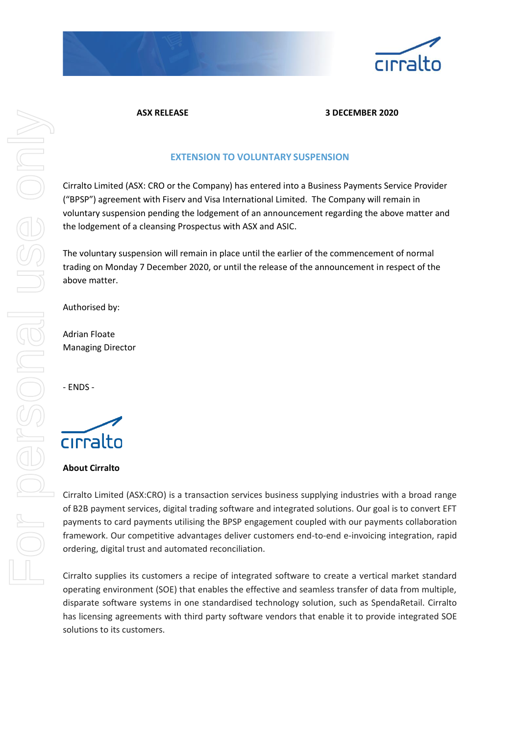**ASX RELEASE** **3 DECEMBER 2020**

## EXTENSION TO VOLUNTARY SUSPENSION

Cirralto Limited (ASX: CRO or the Company) has entered into a Business Payments Service Provider ("BPSP") agreement with Fiserv and Visa International Limited. The Company will remain in voluntary suspension pending the lodgement of an announcement regarding the above matter and the lodgement of a cleansing Prospectus with ASX and ASIC.

The voluntary suspension will remain in place until the earlier of the commencement of normal trading on Monday 7 December 2020, or until the release of the announcement in respect of the above matter.

Authorised by:

Adrian Floate
Managing Director

- ENDS -

**About Cirralto**

Cirralto Limited (ASX:CRO) is a transaction services business supplying industries with a broad range of B2B payment services, digital trading software and integrated solutions. Our goal is to convert EFT payments to card payments utilising the BPSP engagement coupled with our payments collaboration framework. Our competitive advantages deliver customers end-to-end e-invoicing integration, rapid ordering, digital trust and automated reconciliation.

Cirralto supplies its customers a recipe of integrated software to create a vertical market standard operating environment (SOE) that enables the effective and seamless transfer of data from multiple, disparate software systems in one standardised technology solution, such as SpendaRetail. Cirralto has licensing agreements with third party software vendors that enable it to provide integrated SOE solutions to its customers.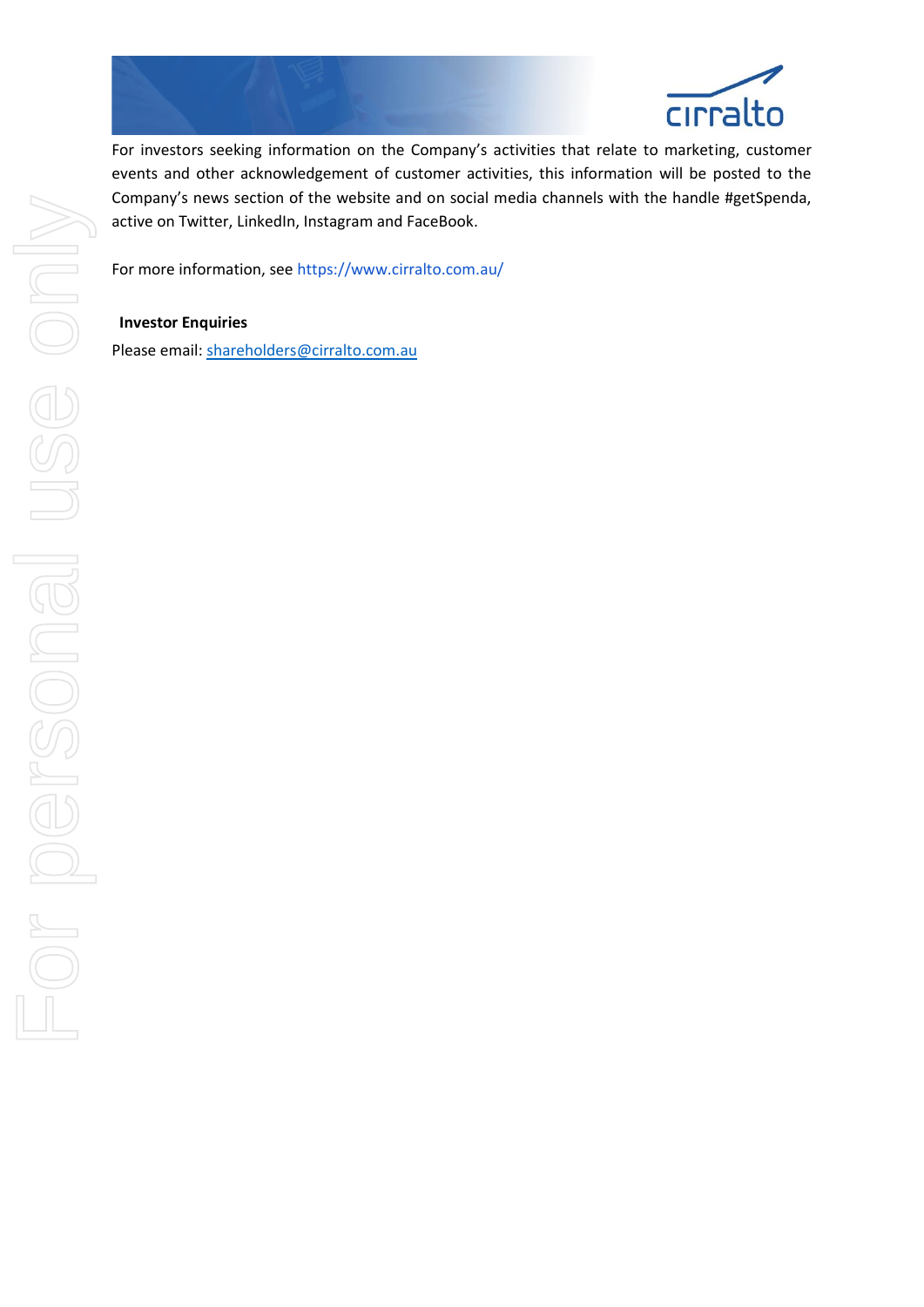For investors seeking information on the Company's activities that relate to marketing, customer events and other acknowledgement of customer activities, this information will be posted to the Company's news section of the website and on social media channels with the handle #getSpenda, active on Twitter, LinkedIn, Instagram and FaceBook.

For more information, see https://www.cirralto.com.au/

**Investor Enquiries**

Please email: shareholders@cirralto.com.au